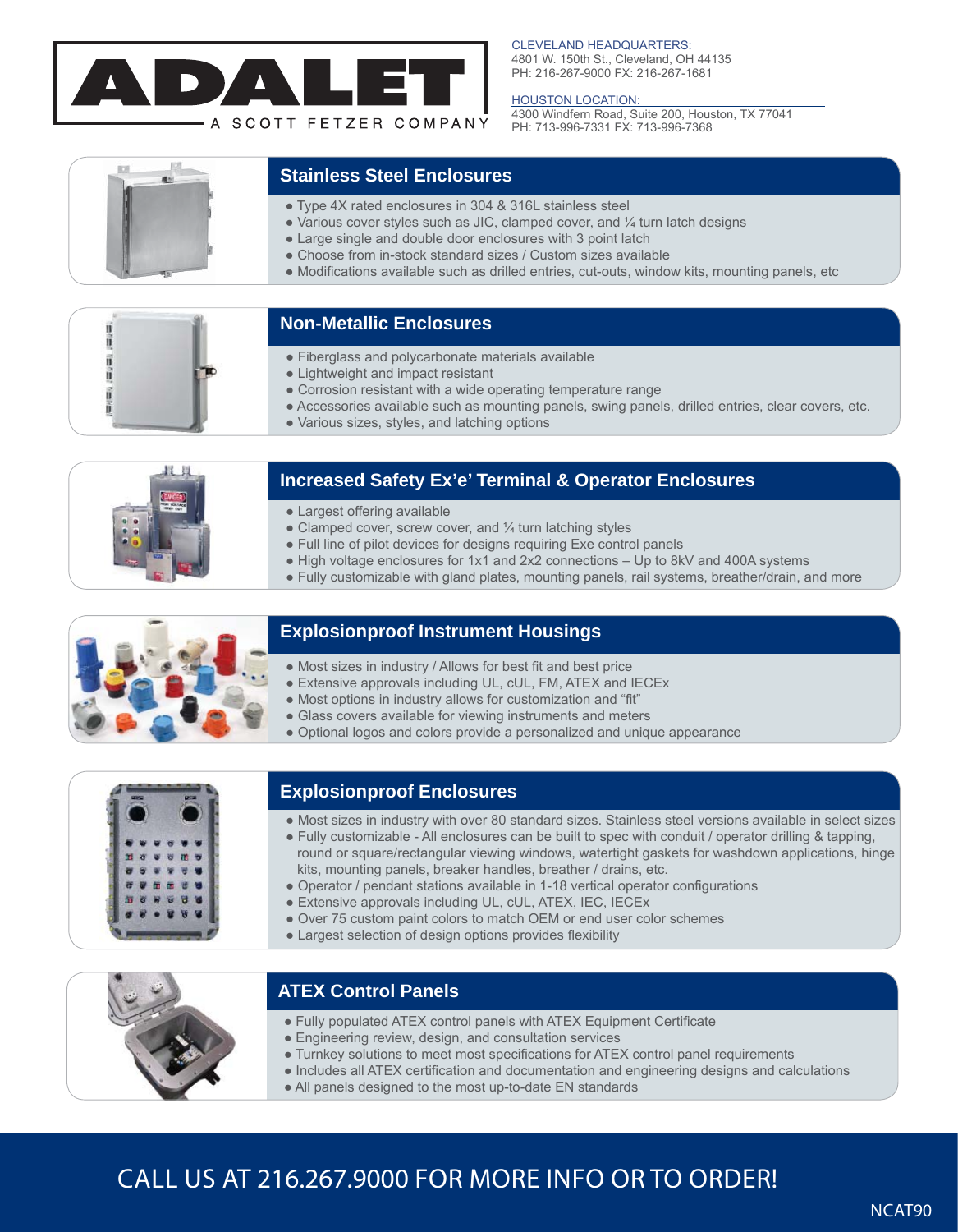ADALET

A SCOTT FETZER COMPANY

CLEVELAND HEADQUARTERS:
4801 W. 150th St., Cleveland, OH 44135
PH: 216-267-9000 FX: 216-267-1681

HOUSTON LOCATION:
4300 Windfern Road, Suite 200, Houston, TX 77041
PH: 713-996-7331 FX: 713-996-7368

## Stainless Steel Enclosures

- Type 4X rated enclosures in 304 & 316L stainless steel
- Various cover styles such as JIC, clamped cover, and ¼ turn latch designs
- Large single and double door enclosures with 3 point latch
- Choose from in-stock standard sizes / Custom sizes available
- Modifications available such as drilled entries, cut-outs, window kits, mounting panels, etc

## Non-Metallic Enclosures

- Fiberglass and polycarbonate materials available
- Lightweight and impact resistant
- Corrosion resistant with a wide operating temperature range
- Accessories available such as mounting panels, swing panels, drilled entries, clear covers, etc.
- Various sizes, styles, and latching options

## Increased Safety Ex'e' Terminal & Operator Enclosures

- Largest offering available
- Clamped cover, screw cover, and ¼ turn latching styles
- Full line of pilot devices for designs requiring Exe control panels
- High voltage enclosures for 1x1 and 2x2 connections – Up to 8kV and 400A systems
- Fully customizable with gland plates, mounting panels, rail systems, breather/drain, and more

## Explosionproof Instrument Housings

- Most sizes in industry / Allows for best fit and best price
- Extensive approvals including UL, cUL, FM, ATEX and IECEx
- Most options in industry allows for customization and "fit"
- Glass covers available for viewing instruments and meters
- Optional logos and colors provide a personalized and unique appearance

## Explosionproof Enclosures

- Most sizes in industry with over 80 standard sizes. Stainless steel versions available in select sizes
- Fully customizable - All enclosures can be built to spec with conduit / operator drilling & tapping, round or square/rectangular viewing windows, watertight gaskets for washdown applications, hinge kits, mounting panels, breaker handles, breather / drains, etc.
- Operator / pendant stations available in 1-18 vertical operator configurations
- Extensive approvals including UL, cUL, ATEX, IEC, IECEx
- Over 75 custom paint colors to match OEM or end user color schemes
- Largest selection of design options provides flexibility

## ATEX Control Panels

- Fully populated ATEX control panels with ATEX Equipment Certificate
- Engineering review, design, and consultation services
- Turnkey solutions to meet most specifications for ATEX control panel requirements
- Includes all ATEX certification and documentation and engineering designs and calculations
- All panels designed to the most up-to-date EN standards

CALL US AT 216.267.9000 FOR MORE INFO OR TO ORDER!

NCAT90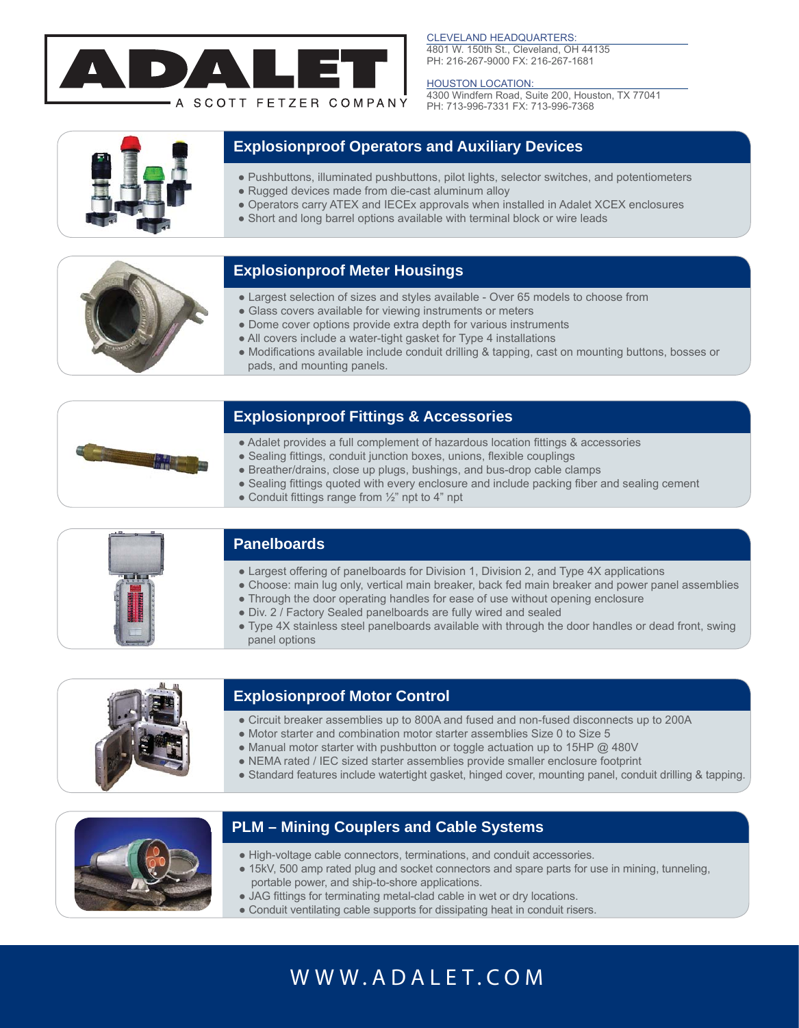ADALET

A SCOTT FETZER COMPANY

CLEVELAND HEADQUARTERS:
4801 W. 150th St., Cleveland, OH 44135
PH: 216-267-9000 FX: 216-267-1681

HOUSTON LOCATION:
4300 Windfern Road, Suite 200, Houston, TX 77041
PH: 713-996-7331 FX: 713-996-7368

## Explosionproof Operators and Auxiliary Devices

- Pushbuttons, illuminated pushbuttons, pilot lights, selector switches, and potentiometers
- Rugged devices made from die-cast aluminum alloy
- Operators carry ATEX and IECEx approvals when installed in Adalet XCEX enclosures
- Short and long barrel options available with terminal block or wire leads

## Explosionproof Meter Housings

- Largest selection of sizes and styles available - Over 65 models to choose from
- Glass covers available for viewing instruments or meters
- Dome cover options provide extra depth for various instruments
- All covers include a water-tight gasket for Type 4 installations
- Modifications available include conduit drilling & tapping, cast on mounting buttons, bosses or pads, and mounting panels.

## Explosionproof Fittings & Accessories

- Adalet provides a full complement of hazardous location fittings & accessories
- Sealing fittings, conduit junction boxes, unions, flexible couplings
- Breather/drains, close up plugs, bushings, and bus-drop cable clamps
- Sealing fittings quoted with every enclosure and include packing fiber and sealing cement
- Conduit fittings range from ½" npt to 4" npt

## Panelboards

- Largest offering of panelboards for Division 1, Division 2, and Type 4X applications
- Choose: main lug only, vertical main breaker, back fed main breaker and power panel assemblies
- Through the door operating handles for ease of use without opening enclosure
- Div. 2 / Factory Sealed panelboards are fully wired and sealed
- Type 4X stainless steel panelboards available with through the door handles or dead front, swing panel options

## Explosionproof Motor Control

- Circuit breaker assemblies up to 800A and fused and non-fused disconnects up to 200A
- Motor starter and combination motor starter assemblies Size 0 to Size 5
- Manual motor starter with pushbutton or toggle actuation up to 15HP @ 480V
- NEMA rated / IEC sized starter assemblies provide smaller enclosure footprint
- Standard features include watertight gasket, hinged cover, mounting panel, conduit drilling & tapping.

## PLM – Mining Couplers and Cable Systems

- High-voltage cable connectors, terminations, and conduit accessories.
- 15kV, 500 amp rated plug and socket connectors and spare parts for use in mining, tunneling, portable power, and ship-to-shore applications.
- JAG fittings for terminating metal-clad cable in wet or dry locations.
- Conduit ventilating cable supports for dissipating heat in conduit risers.

WWW.ADALET.COM